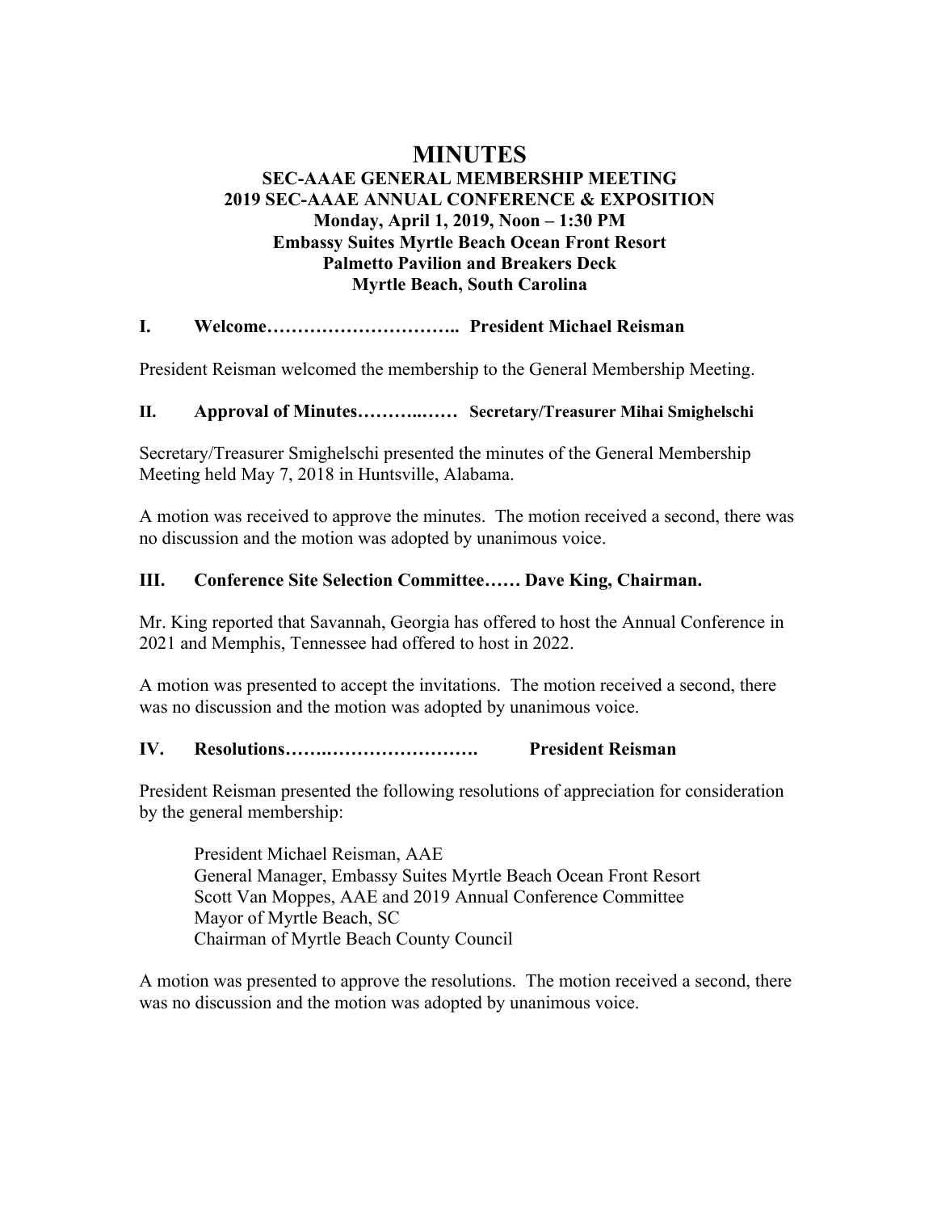# MINUTES

## SEC-AAAE GENERAL MEMBERSHIP MEETING
## 2019 SEC-AAAE ANNUAL CONFERENCE & EXPOSITION
## Monday, April 1, 2019, Noon – 1:30 PM
## Embassy Suites Myrtle Beach Ocean Front Resort
## Palmetto Pavilion and Breakers Deck
## Myrtle Beach, South Carolina

### I. Welcome………………………….. President Michael Reisman

President Reisman welcomed the membership to the General Membership Meeting.

### II. Approval of Minutes………..…… Secretary/Treasurer Mihai Smighelschi

Secretary/Treasurer Smighelschi presented the minutes of the General Membership Meeting held May 7, 2018 in Huntsville, Alabama.

A motion was received to approve the minutes. The motion received a second, there was no discussion and the motion was adopted by unanimous voice.

### III. Conference Site Selection Committee…… Dave King, Chairman.

Mr. King reported that Savannah, Georgia has offered to host the Annual Conference in 2021 and Memphis, Tennessee had offered to host in 2022.

A motion was presented to accept the invitations. The motion received a second, there was no discussion and the motion was adopted by unanimous voice.

### IV. Resolutions…….……………………. President Reisman

President Reisman presented the following resolutions of appreciation for consideration by the general membership:

President Michael Reisman, AAE
General Manager, Embassy Suites Myrtle Beach Ocean Front Resort
Scott Van Moppes, AAE and 2019 Annual Conference Committee
Mayor of Myrtle Beach, SC
Chairman of Myrtle Beach County Council

A motion was presented to approve the resolutions. The motion received a second, there was no discussion and the motion was adopted by unanimous voice.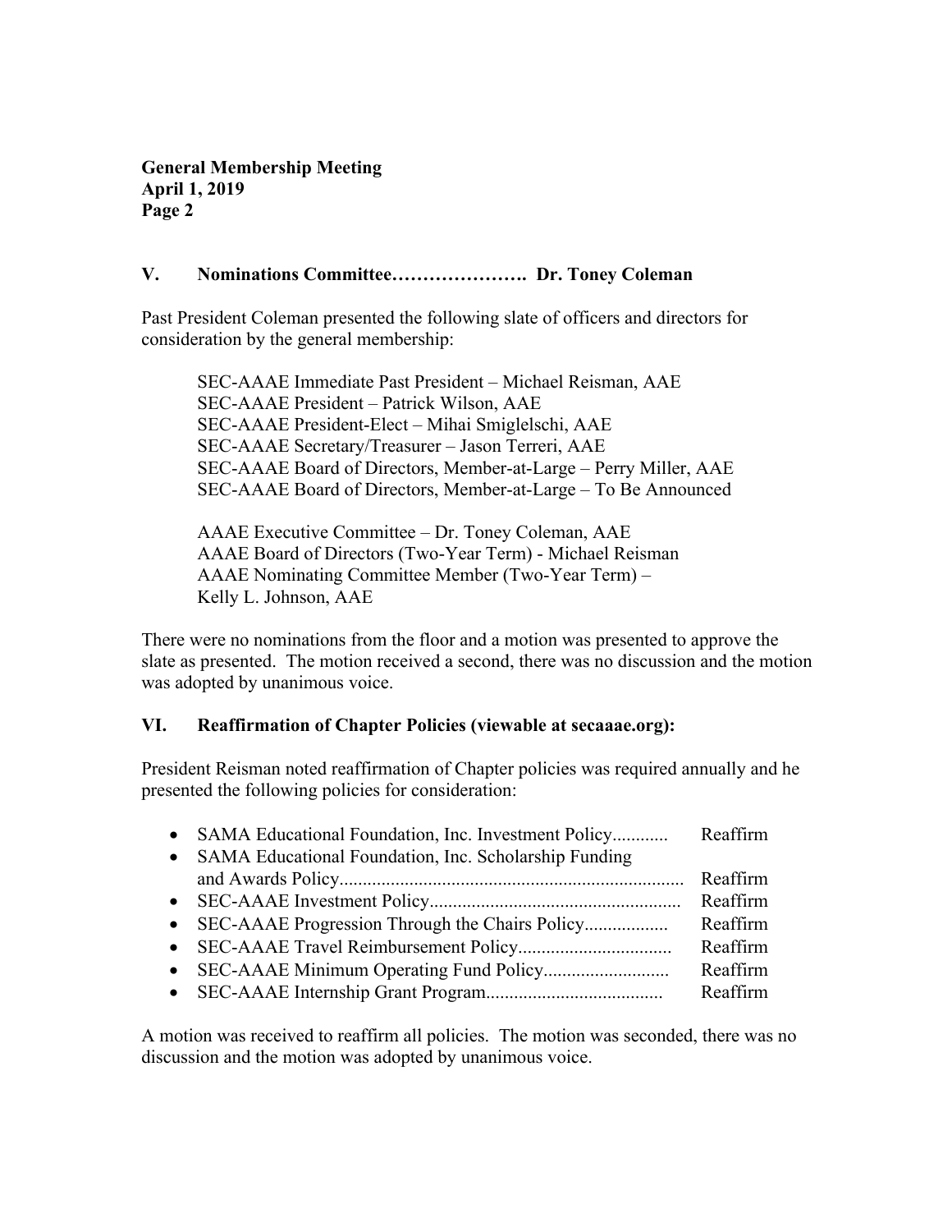### V. Nominations Committee…………………. Dr. Toney Coleman

Past President Coleman presented the following slate of officers and directors for consideration by the general membership:

SEC-AAAE Immediate Past President – Michael Reisman, AAE
SEC-AAAE President – Patrick Wilson, AAE
SEC-AAAE President-Elect – Mihai Smiglelschi, AAE
SEC-AAAE Secretary/Treasurer – Jason Terreri, AAE
SEC-AAAE Board of Directors, Member-at-Large – Perry Miller, AAE
SEC-AAAE Board of Directors, Member-at-Large – To Be Announced

AAAE Executive Committee – Dr. Toney Coleman, AAE
AAAE Board of Directors (Two-Year Term) - Michael Reisman
AAAE Nominating Committee Member (Two-Year Term) – Kelly L. Johnson, AAE

There were no nominations from the floor and a motion was presented to approve the slate as presented. The motion received a second, there was no discussion and the motion was adopted by unanimous voice.

### VI. Reaffirmation of Chapter Policies (viewable at secaaae.org):

President Reisman noted reaffirmation of Chapter policies was required annually and he presented the following policies for consideration:

- SAMA Educational Foundation, Inc. Investment Policy............ Reaffirm
- SAMA Educational Foundation, Inc. Scholarship Funding and Awards Policy......................................................................... Reaffirm
- SEC-AAAE Investment Policy...................................................... Reaffirm
- SEC-AAAE Progression Through the Chairs Policy.................. Reaffirm
- SEC-AAAE Travel Reimbursement Policy................................. Reaffirm
- SEC-AAAE Minimum Operating Fund Policy........................... Reaffirm
- SEC-AAAE Internship Grant Program...................................... Reaffirm

A motion was received to reaffirm all policies. The motion was seconded, there was no discussion and the motion was adopted by unanimous voice.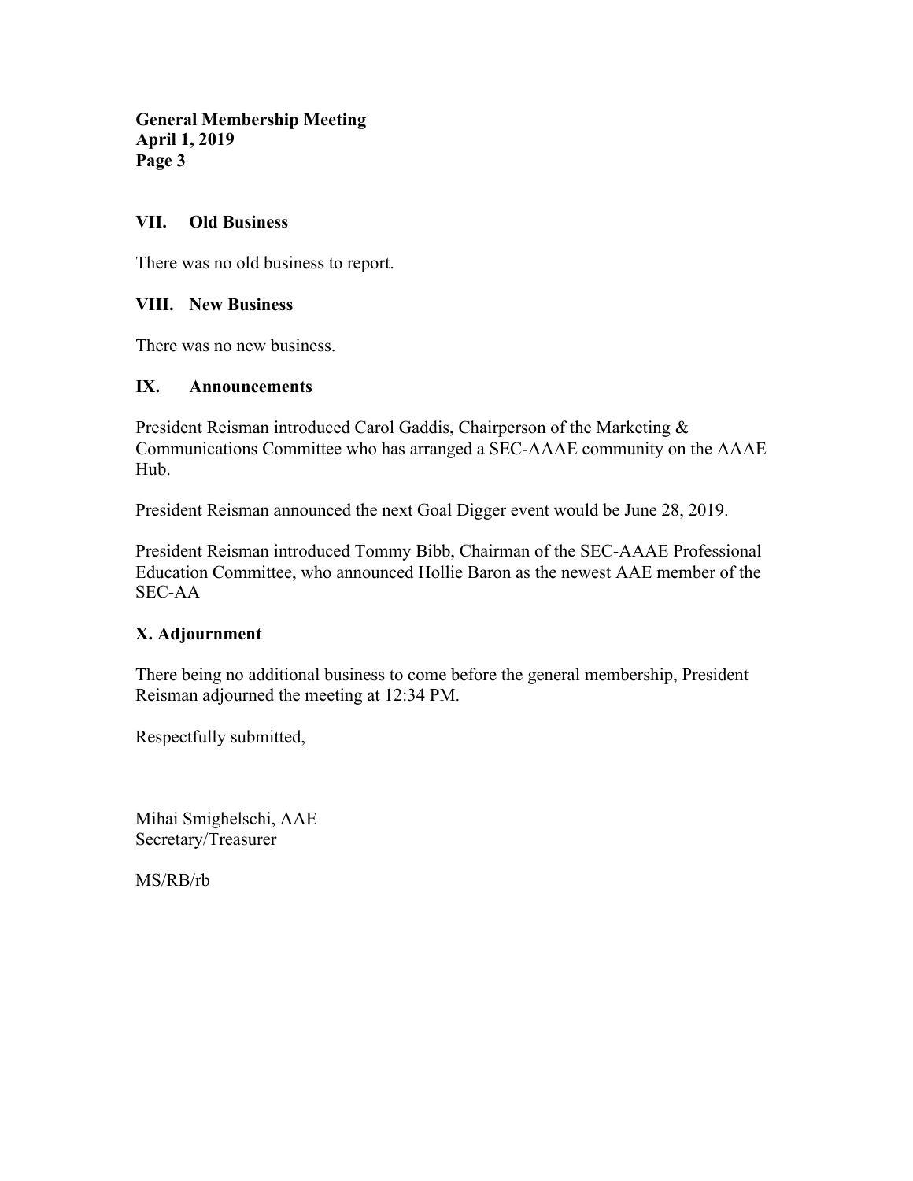## VII. Old Business

There was no old business to report.

## VIII. New Business

There was no new business.

## IX. Announcements

President Reisman introduced Carol Gaddis, Chairperson of the Marketing & Communications Committee who has arranged a SEC-AAAE community on the AAAE Hub.

President Reisman announced the next Goal Digger event would be June 28, 2019.

President Reisman introduced Tommy Bibb, Chairman of the SEC-AAAE Professional Education Committee, who announced Hollie Baron as the newest AAE member of the SEC-AA

## X. Adjournment

There being no additional business to come before the general membership, President Reisman adjourned the meeting at 12:34 PM.

Respectfully submitted,

Mihai Smighelschi, AAE
Secretary/Treasurer

MS/RB/rb